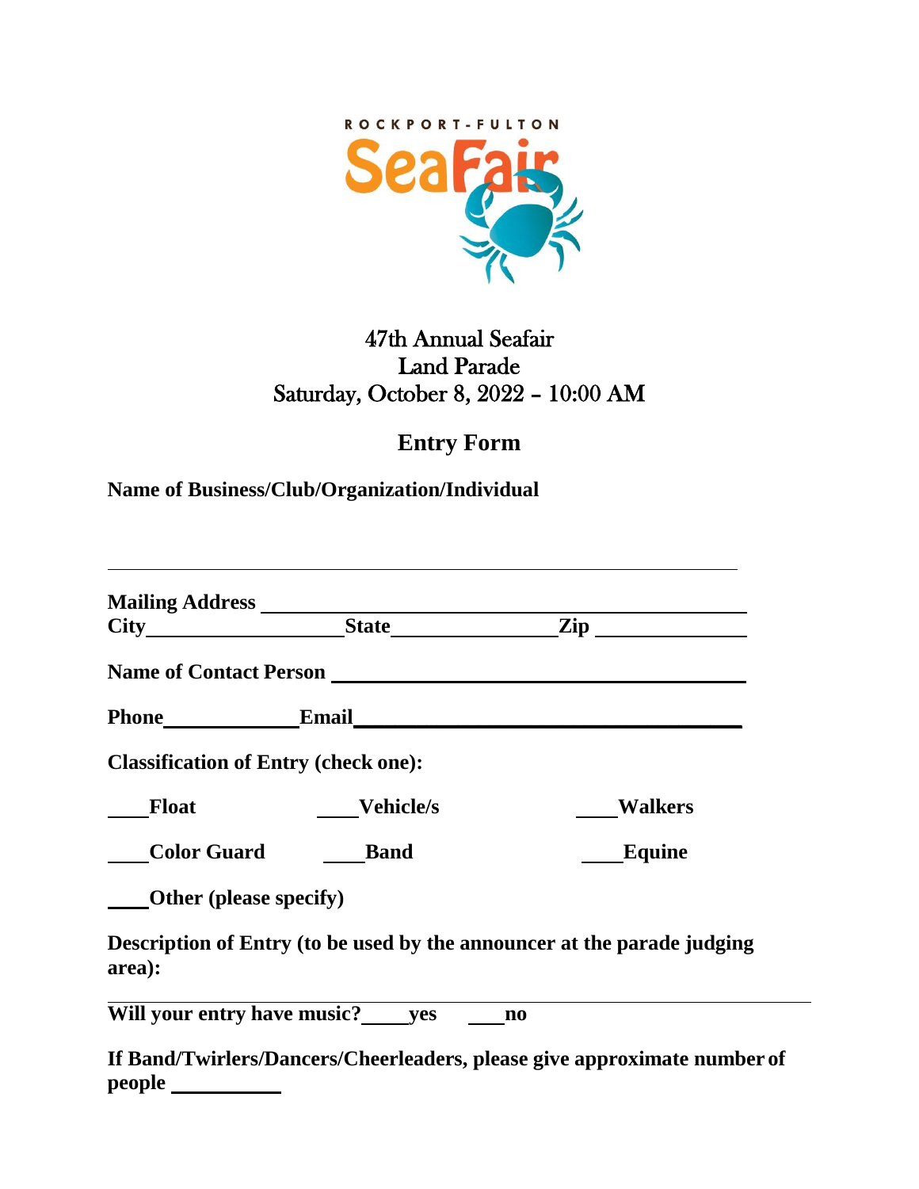ROCKPORT-FULTON

SeaFair

# 47th Annual Seafair
# Land Parade
# Saturday, October 8, 2022 – 10:00 AM

## Entry Form

**Name of Business/Club/Organization/Individual**

______________________________________________________________

**Mailing Address** ______________________________________________

**City**____________________ **State**________________ **Zip** ______________

**Name of Contact Person** ______________________________________

**Phone**_____________ **Email**_________________________________

**Classification of Entry (check one):**

____**Float** ____**Vehicle/s** ____**Walkers**

____**Color Guard** ____**Band** ____**Equine**

____**Other (please specify)**

**Description of Entry (to be used by the announcer at the parade judging area):**

______________________________________________________________

**Will your entry have music?**____**yes** ____**no**

**If Band/Twirlers/Dancers/Cheerleaders, please give approximate number of people** __________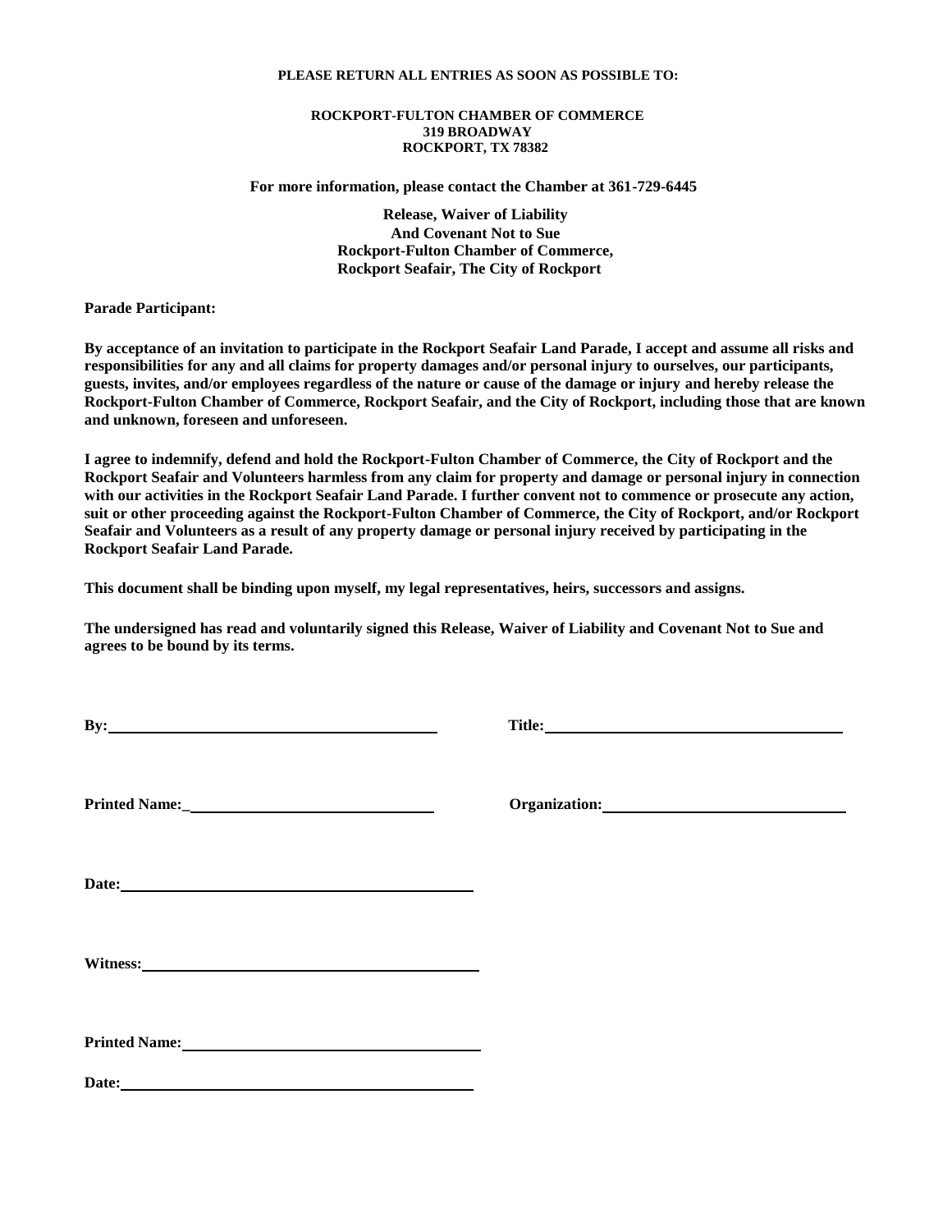**PLEASE RETURN ALL ENTRIES AS SOON AS POSSIBLE TO:**

**ROCKPORT-FULTON CHAMBER OF COMMERCE**
**319 BROADWAY**
**ROCKPORT, TX 78382**

**For more information, please contact the Chamber at 361-729-6445**

**Release, Waiver of Liability**
**And Covenant Not to Sue**
**Rockport-Fulton Chamber of Commerce,**
**Rockport Seafair, The City of Rockport**

**Parade Participant:**

**By acceptance of an invitation to participate in the Rockport Seafair Land Parade, I accept and assume all risks and responsibilities for any and all claims for property damages and/or personal injury to ourselves, our participants, guests, invites, and/or employees regardless of the nature or cause of the damage or injury and hereby release the Rockport-Fulton Chamber of Commerce, Rockport Seafair, and the City of Rockport, including those that are known and unknown, foreseen and unforeseen.**

**I agree to indemnify, defend and hold the Rockport-Fulton Chamber of Commerce, the City of Rockport and the Rockport Seafair and Volunteers harmless from any claim for property and damage or personal injury in connection with our activities in the Rockport Seafair Land Parade. I further convent not to commence or prosecute any action, suit or other proceeding against the Rockport-Fulton Chamber of Commerce, the City of Rockport, and/or Rockport Seafair and Volunteers as a result of any property damage or personal injury received by participating in the Rockport Seafair Land Parade.**

**This document shall be binding upon myself, my legal representatives, heirs, successors and assigns.**

**The undersigned has read and voluntarily signed this Release, Waiver of Liability and Covenant Not to Sue and agrees to be bound by its terms.**

**By:** ______________________________ **Title:** ______________________________

**Printed Name:** ______________________________ **Organization:** ______________________________

**Date:** ______________________________

**Witness:** ______________________________

**Printed Name:** ______________________________

**Date:** ______________________________